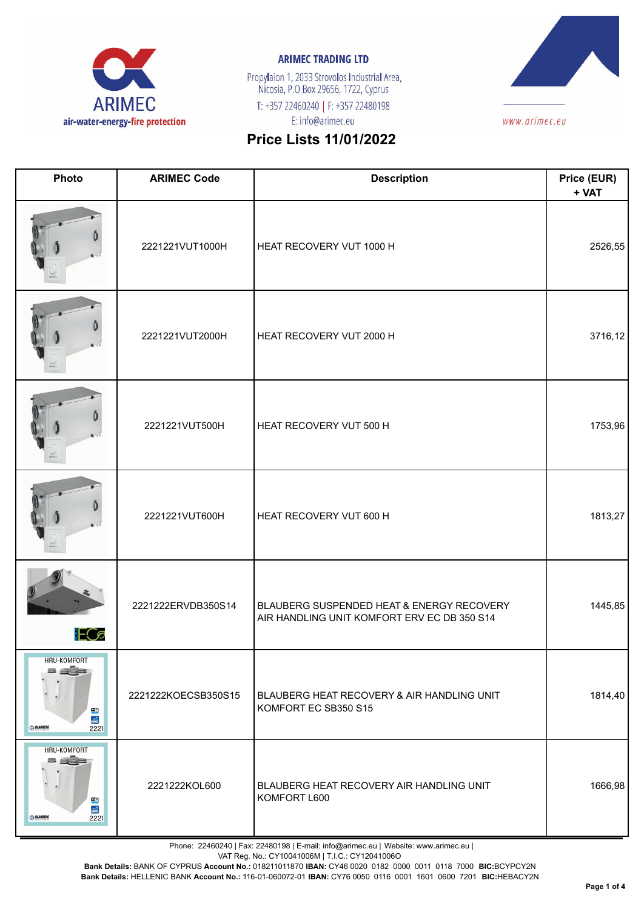**ARIMEC TRADING LTD**

Propylaion 1, 2033 Strovolos Industrial Area,
Nicosia, P.O.Box 29656, 1722, Cyprus
T: +357 22460240 | F: +357 22480198
E: info@arimec.eu

www.arimec.eu

# Price Lists 11/01/2022

| Photo | ARIMEC Code | Description | Price (EUR) + VAT |
|---|---|---|---|
| | 2221221VUT1000H | HEAT RECOVERY VUT 1000 H | 2526,55 |
| | 2221221VUT2000H | HEAT RECOVERY VUT 2000 H | 3716,12 |
| | 2221221VUT500H | HEAT RECOVERY VUT 500 H | 1753,96 |
| | 2221221VUT600H | HEAT RECOVERY VUT 600 H | 1813,27 |
| | 2221222ERVDB350S14 | BLAUBERG SUSPENDED HEAT & ENERGY RECOVERY AIR HANDLING UNIT KOMFORT ERV EC DB 350 S14 | 1445,85 |
| | 2221222KOECSB350S15 | BLAUBERG HEAT RECOVERY & AIR HANDLING UNIT KOMFORT EC SB350 S15 | 1814,40 |
| | 2221222KOL600 | BLAUBERG HEAT RECOVERY AIR HANDLING UNIT KOMFORT L600 | 1666,98 |

Phone: 22460240 | Fax: 22480198 | E-mail: info@arimec.eu | Website: www.arimec.eu |
VAT Reg. No.: CY10041006M | T.I.C.: CY12041006O
**Bank Details:** BANK OF CYPRUS **Account No.:** 018211011870 **IBAN:** CY46 0020 0182 0000 0011 0118 7000 **BIC:**BCYPCY2N
**Bank Details:** HELLENIC BANK **Account No.:** 116-01-060072-01 **IBAN:** CY76 0050 0116 0001 1601 0600 7201 **BIC:**HEBACY2N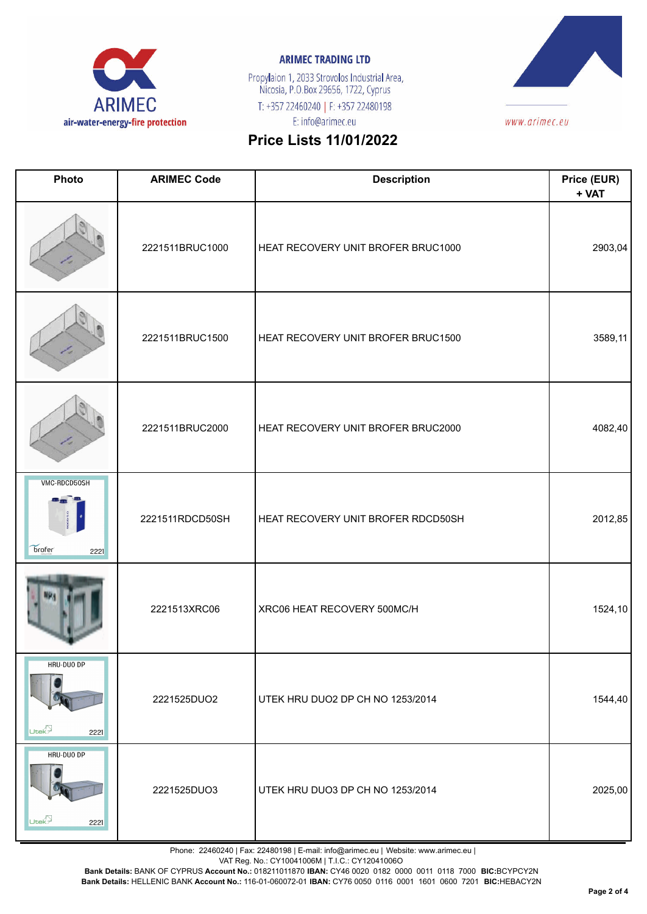**ARIMEC TRADING LTD**

Propylaion 1, 2033 Strovolos Industrial Area,
Nicosia, P.O.Box 29656, 1722, Cyprus
T: +357 22460240 | F: +357 22480198
E: info@arimec.eu

www.arimec.eu

# Price Lists 11/01/2022

| Photo | ARIMEC Code | Description | Price (EUR) + VAT |
|---|---|---|---|
| | 2221511BRUC1000 | HEAT RECOVERY UNIT BROFER BRUC1000 | 2903,04 |
| | 2221511BRUC1500 | HEAT RECOVERY UNIT BROFER BRUC1500 | 3589,11 |
| | 2221511BRUC2000 | HEAT RECOVERY UNIT BROFER BRUC2000 | 4082,40 |
| VMC-RDCD50SH brofer 2221 | 2221511RDCD50SH | HEAT RECOVERY UNIT BROFER RDCD50SH | 2012,85 |
| | 2221513XRC06 | XRC06 HEAT RECOVERY 500MC/H | 1524,10 |
| HRU-DUO DP Utek 2221 | 2221525DUO2 | UTEK HRU DUO2 DP CH NO 1253/2014 | 1544,40 |
| HRU-DUO DP Utek 2221 | 2221525DUO3 | UTEK HRU DUO3 DP CH NO 1253/2014 | 2025,00 |

Phone: 22460240 | Fax: 22480198 | E-mail: info@arimec.eu | Website: www.arimec.eu |
VAT Reg. No.: CY10041006M | T.I.C.: CY12041006O
**Bank Details:** BANK OF CYPRUS **Account No.:** 018211011870 **IBAN:** CY46 0020 0182 0000 0011 0118 7000 **BIC:**BCYPCY2N
**Bank Details:** HELLENIC BANK **Account No.:** 116-01-060072-01 **IBAN:** CY76 0050 0116 0001 1601 0600 7201 **BIC:**HEBACY2N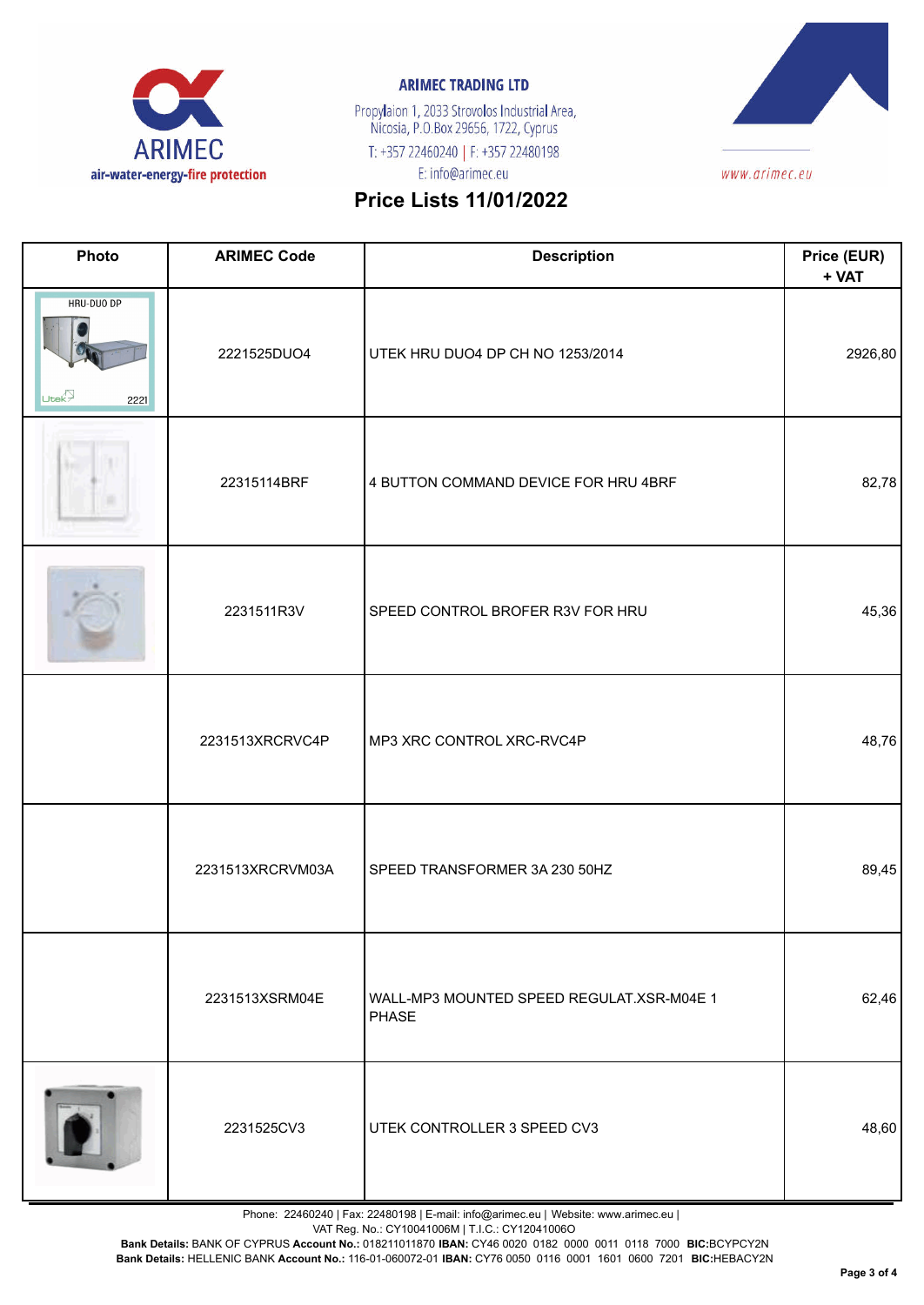**ARIMEC TRADING LTD**

Propylaion 1, 2033 Strovolos Industrial Area,
Nicosia, P.O.Box 29656, 1722, Cyprus
T: +357 22460240 | F: +357 22480198
E: info@arimec.eu

www.arimec.eu

## Price Lists 11/01/2022

| Photo | ARIMEC Code | Description | Price (EUR) + VAT |
|---|---|---|---|
| | 2221525DUO4 | UTEK HRU DUO4 DP CH NO 1253/2014 | 2926,80 |
| | 22315114BRF | 4 BUTTON COMMAND DEVICE FOR HRU 4BRF | 82,78 |
| | 2231511R3V | SPEED CONTROL BROFER R3V FOR HRU | 45,36 |
| | 2231513XRCRVC4P | MP3 XRC CONTROL XRC-RVC4P | 48,76 |
| | 2231513XRCRVM03A | SPEED TRANSFORMER 3A 230 50HZ | 89,45 |
| | 2231513XSRM04E | WALL-MP3 MOUNTED SPEED REGULAT.XSR-M04E 1 PHASE | 62,46 |
| | 2231525CV3 | UTEK CONTROLLER 3 SPEED CV3 | 48,60 |

Phone: 22460240 | Fax: 22480198 | E-mail: info@arimec.eu | Website: www.arimec.eu |
VAT Reg. No.: CY10041006M | T.I.C.: CY12041006O
**Bank Details:** BANK OF CYPRUS **Account No.:** 018211011870 **IBAN:** CY46 0020 0182 0000 0011 0118 7000 **BIC:**BCYPCY2N
**Bank Details:** HELLENIC BANK **Account No.:** 116-01-060072-01 **IBAN:** CY76 0050 0116 0001 1601 0600 7201 **BIC:**HEBACY2N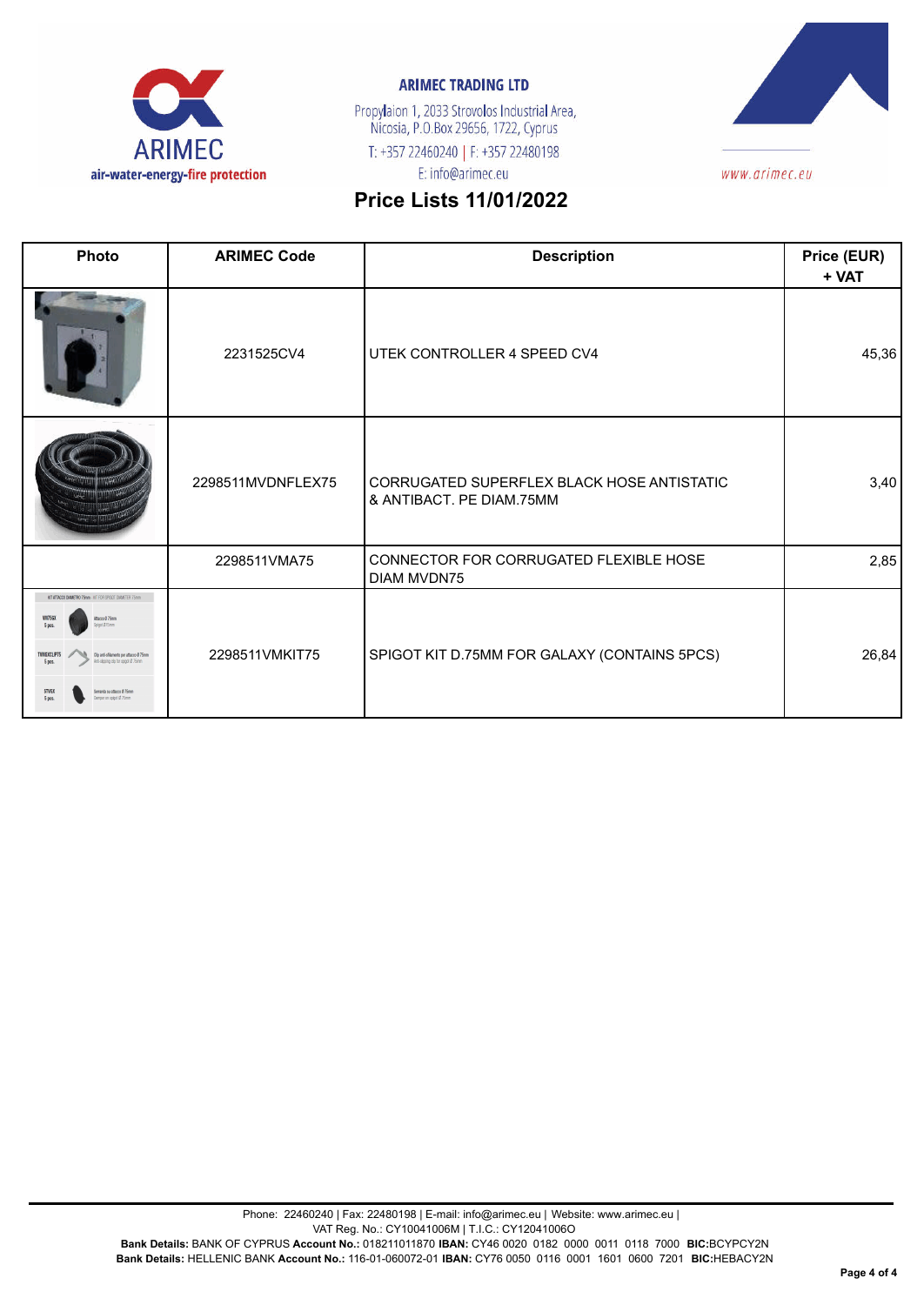ARIMEC
air-water-energy-fire protection

**ARIMEC TRADING LTD**
Propylaion 1, 2033 Strovolos Industrial Area,
Nicosia, P.O.Box 29656, 1722, Cyprus
T: +357 22460240 | F: +357 22480198
E: info@arimec.eu

www.arimec.eu

# Price Lists 11/01/2022

| Photo | ARIMEC Code | Description | Price (EUR) + VAT |
|---|---|---|---|
| | 2231525CV4 | UTEK CONTROLLER 4 SPEED CV4 | 45,36 |
| | 2298511MVDNFLEX75 | CORRUGATED SUPERFLEX BLACK HOSE ANTISTATIC & ANTIBACT. PE DIAM.75MM | 3,40 |
| | 2298511VMA75 | CONNECTOR FOR CORRUGATED FLEXIBLE HOSE DIAM MVDN75 | 2,85 |
| | 2298511VMKIT75 | SPIGOT KIT D.75MM FOR GALAXY (CONTAINS 5PCS) | 26,84 |

Phone: 22460240 | Fax: 22480198 | E-mail: info@arimec.eu | Website: www.arimec.eu |
VAT Reg. No.: CY10041006M | T.I.C.: CY12041006O
**Bank Details:** BANK OF CYPRUS **Account No.:** 018211011870 **IBAN:** CY46 0020 0182 0000 0011 0118 7000 **BIC:**BCYPCY2N
**Bank Details:** HELLENIC BANK **Account No.:** 116-01-060072-01 **IBAN:** CY76 0050 0116 0001 1601 0600 7201 **BIC:**HEBACY2N